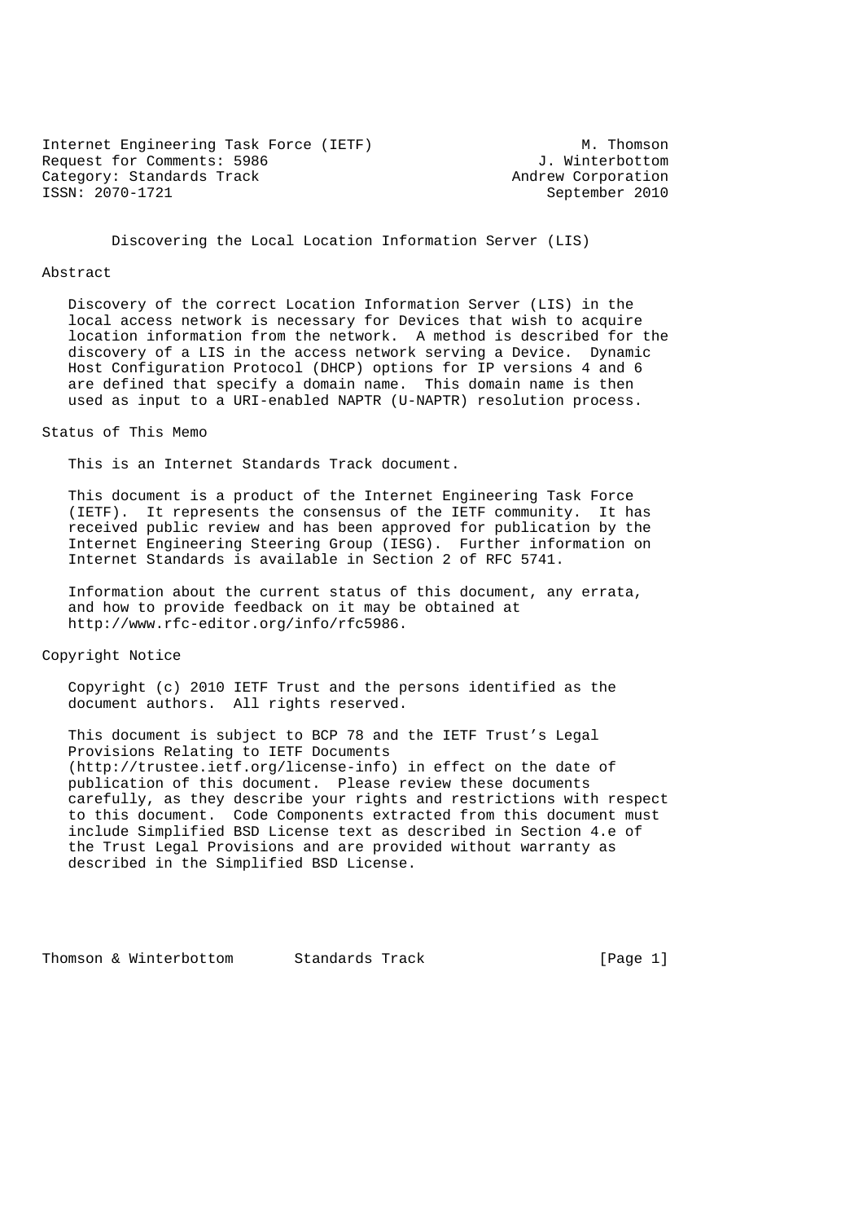Internet Engineering Task Force (IETF) M. Thomson
Request for Comments: 5986 J. Winterbottom
Category: Standards Track Andrew Corporation
ISSN: 2070-1721 September 2010

# Discovering the Local Location Information Server (LIS)

## Abstract

Discovery of the correct Location Information Server (LIS) in the local access network is necessary for Devices that wish to acquire location information from the network. A method is described for the discovery of a LIS in the access network serving a Device. Dynamic Host Configuration Protocol (DHCP) options for IP versions 4 and 6 are defined that specify a domain name. This domain name is then used as input to a URI-enabled NAPTR (U-NAPTR) resolution process.

## Status of This Memo

This is an Internet Standards Track document.

This document is a product of the Internet Engineering Task Force (IETF). It represents the consensus of the IETF community. It has received public review and has been approved for publication by the Internet Engineering Steering Group (IESG). Further information on Internet Standards is available in Section 2 of RFC 5741.

Information about the current status of this document, any errata, and how to provide feedback on it may be obtained at http://www.rfc-editor.org/info/rfc5986.

## Copyright Notice

Copyright (c) 2010 IETF Trust and the persons identified as the document authors. All rights reserved.

This document is subject to BCP 78 and the IETF Trust's Legal Provisions Relating to IETF Documents (http://trustee.ietf.org/license-info) in effect on the date of publication of this document. Please review these documents carefully, as they describe your rights and restrictions with respect to this document. Code Components extracted from this document must include Simplified BSD License text as described in Section 4.e of the Trust Legal Provisions and are provided without warranty as described in the Simplified BSD License.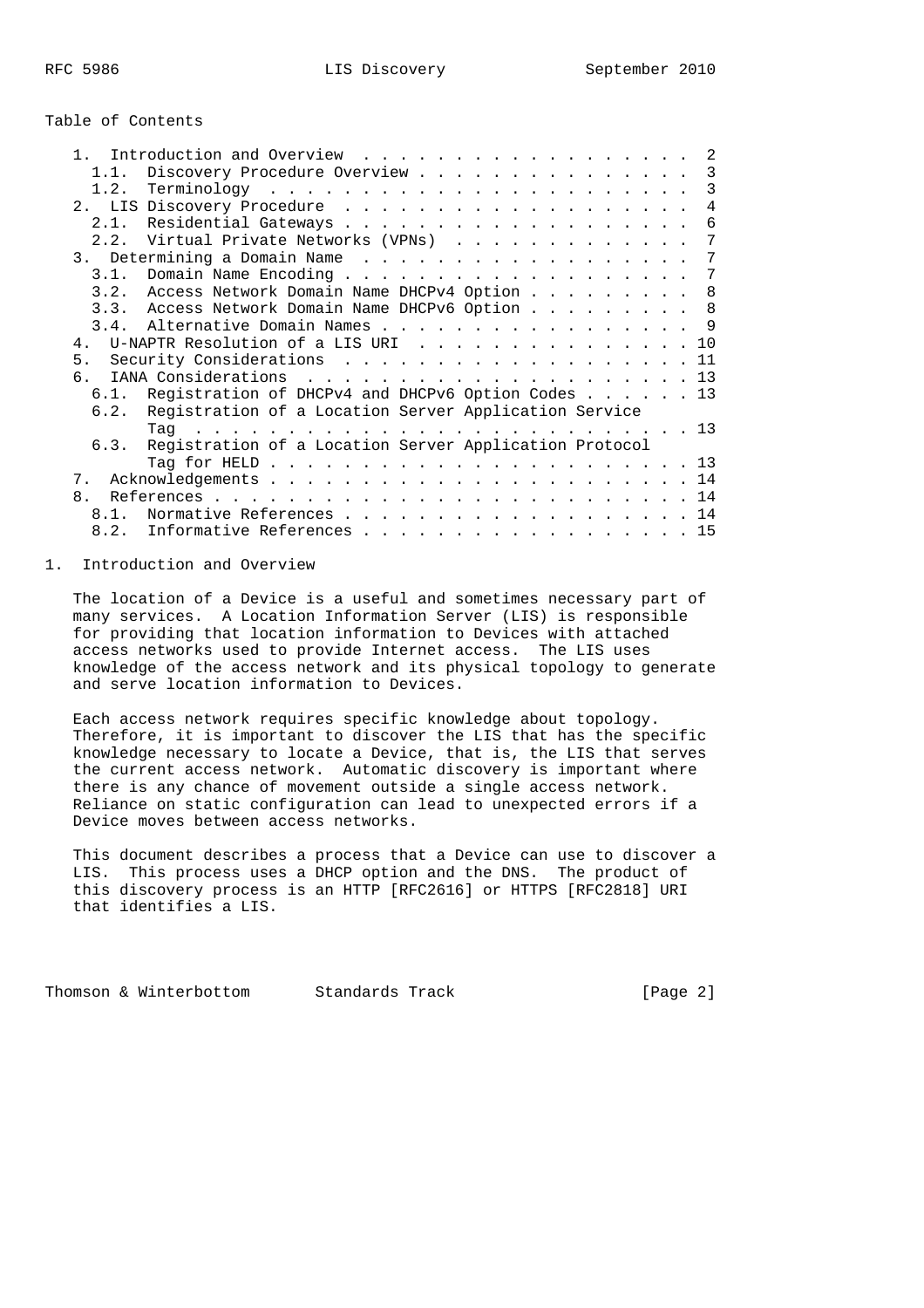Table of Contents

```
   1.  Introduction and Overview  . . . . . . . . . . . . . . . . . . .  2
     1.1.  Discovery Procedure Overview . . . . . . . . . . . . . . . .  3
     1.2.  Terminology  . . . . . . . . . . . . . . . . . . . . . . . .  3
   2.  LIS Discovery Procedure  . . . . . . . . . . . . . . . . . . . .  4
     2.1.  Residential Gateways . . . . . . . . . . . . . . . . . . . .  6
     2.2.  Virtual Private Networks (VPNs)  . . . . . . . . . . . . . .  7
   3.  Determining a Domain Name  . . . . . . . . . . . . . . . . . . .  7
     3.1.  Domain Name Encoding . . . . . . . . . . . . . . . . . . . .  7
     3.2.  Access Network Domain Name DHCPv4 Option . . . . . . . . . .  8
     3.3.  Access Network Domain Name DHCPv6 Option . . . . . . . . . .  8
     3.4.  Alternative Domain Names . . . . . . . . . . . . . . . . . .  9
   4.  U-NAPTR Resolution of a LIS URI  . . . . . . . . . . . . . . . . 10
   5.  Security Considerations  . . . . . . . . . . . . . . . . . . . . 11
   6.  IANA Considerations  . . . . . . . . . . . . . . . . . . . . . . 13
     6.1.  Registration of DHCPv4 and DHCPv6 Option Codes . . . . . . . 13
     6.2.  Registration of a Location Server Application Service
           Tag  . . . . . . . . . . . . . . . . . . . . . . . . . . . . 13
     6.3.  Registration of a Location Server Application Protocol
           Tag for HELD . . . . . . . . . . . . . . . . . . . . . . . . 13
   7.  Acknowledgements . . . . . . . . . . . . . . . . . . . . . . . . 14
   8.  References . . . . . . . . . . . . . . . . . . . . . . . . . . . 14
     8.1.  Normative References . . . . . . . . . . . . . . . . . . . . 14
     8.2.  Informative References . . . . . . . . . . . . . . . . . . . 15
```

# 1. Introduction and Overview

The location of a Device is a useful and sometimes necessary part of many services. A Location Information Server (LIS) is responsible for providing that location information to Devices with attached access networks used to provide Internet access. The LIS uses knowledge of the access network and its physical topology to generate and serve location information to Devices.

Each access network requires specific knowledge about topology. Therefore, it is important to discover the LIS that has the specific knowledge necessary to locate a Device, that is, the LIS that serves the current access network. Automatic discovery is important where there is any chance of movement outside a single access network. Reliance on static configuration can lead to unexpected errors if a Device moves between access networks.

This document describes a process that a Device can use to discover a LIS. This process uses a DHCP option and the DNS. The product of this discovery process is an HTTP [RFC2616] or HTTPS [RFC2818] URI that identifies a LIS.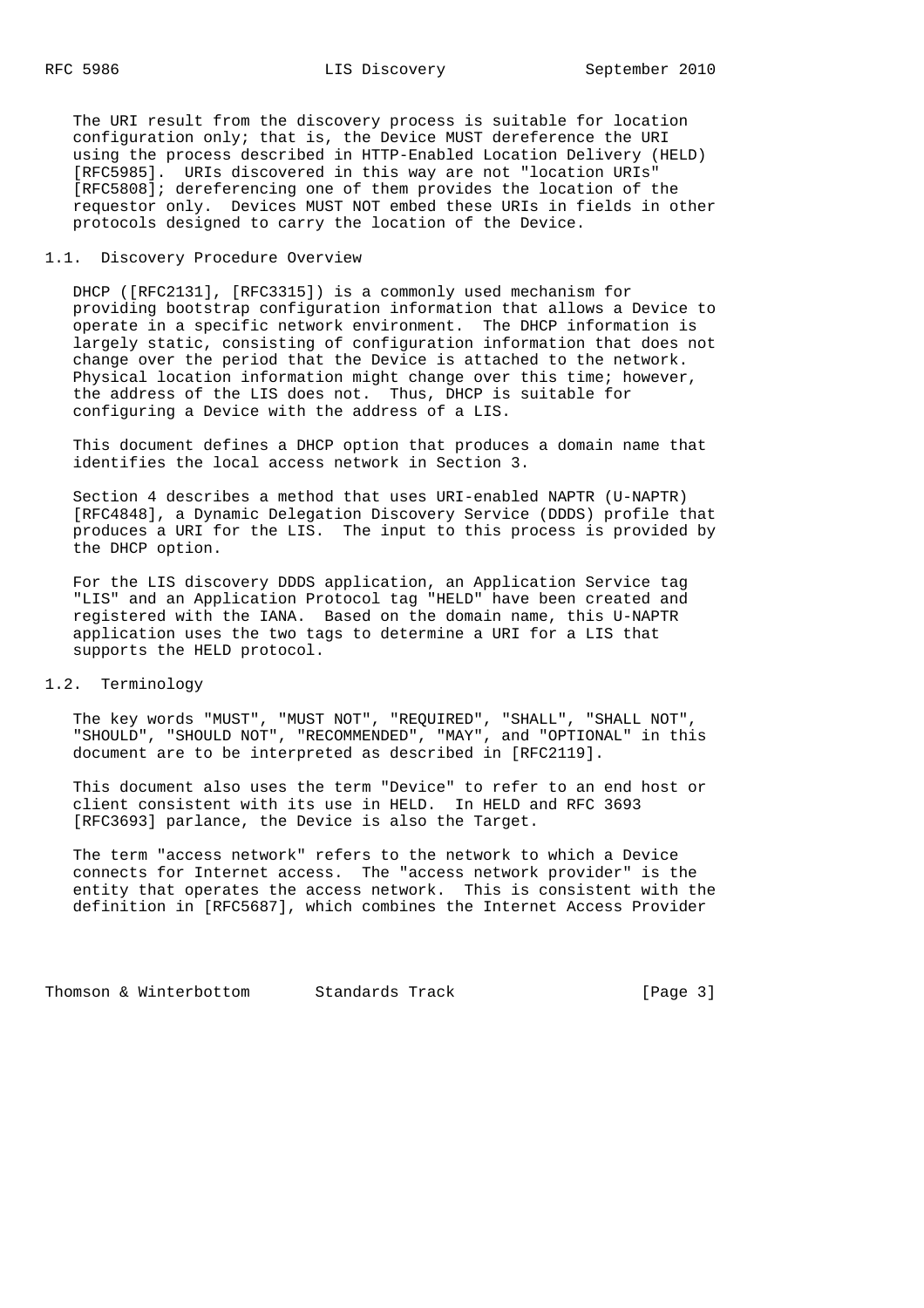The URI result from the discovery process is suitable for location configuration only; that is, the Device MUST dereference the URI using the process described in HTTP-Enabled Location Delivery (HELD) [RFC5985]. URIs discovered in this way are not "location URIs" [RFC5808]; dereferencing one of them provides the location of the requestor only. Devices MUST NOT embed these URIs in fields in other protocols designed to carry the location of the Device.

## 1.1. Discovery Procedure Overview

DHCP ([RFC2131], [RFC3315]) is a commonly used mechanism for providing bootstrap configuration information that allows a Device to operate in a specific network environment. The DHCP information is largely static, consisting of configuration information that does not change over the period that the Device is attached to the network. Physical location information might change over this time; however, the address of the LIS does not. Thus, DHCP is suitable for configuring a Device with the address of a LIS.

This document defines a DHCP option that produces a domain name that identifies the local access network in Section 3.

Section 4 describes a method that uses URI-enabled NAPTR (U-NAPTR) [RFC4848], a Dynamic Delegation Discovery Service (DDDS) profile that produces a URI for the LIS. The input to this process is provided by the DHCP option.

For the LIS discovery DDDS application, an Application Service tag "LIS" and an Application Protocol tag "HELD" have been created and registered with the IANA. Based on the domain name, this U-NAPTR application uses the two tags to determine a URI for a LIS that supports the HELD protocol.

## 1.2. Terminology

The key words "MUST", "MUST NOT", "REQUIRED", "SHALL", "SHALL NOT", "SHOULD", "SHOULD NOT", "RECOMMENDED", "MAY", and "OPTIONAL" in this document are to be interpreted as described in [RFC2119].

This document also uses the term "Device" to refer to an end host or client consistent with its use in HELD. In HELD and RFC 3693 [RFC3693] parlance, the Device is also the Target.

The term "access network" refers to the network to which a Device connects for Internet access. The "access network provider" is the entity that operates the access network. This is consistent with the definition in [RFC5687], which combines the Internet Access Provider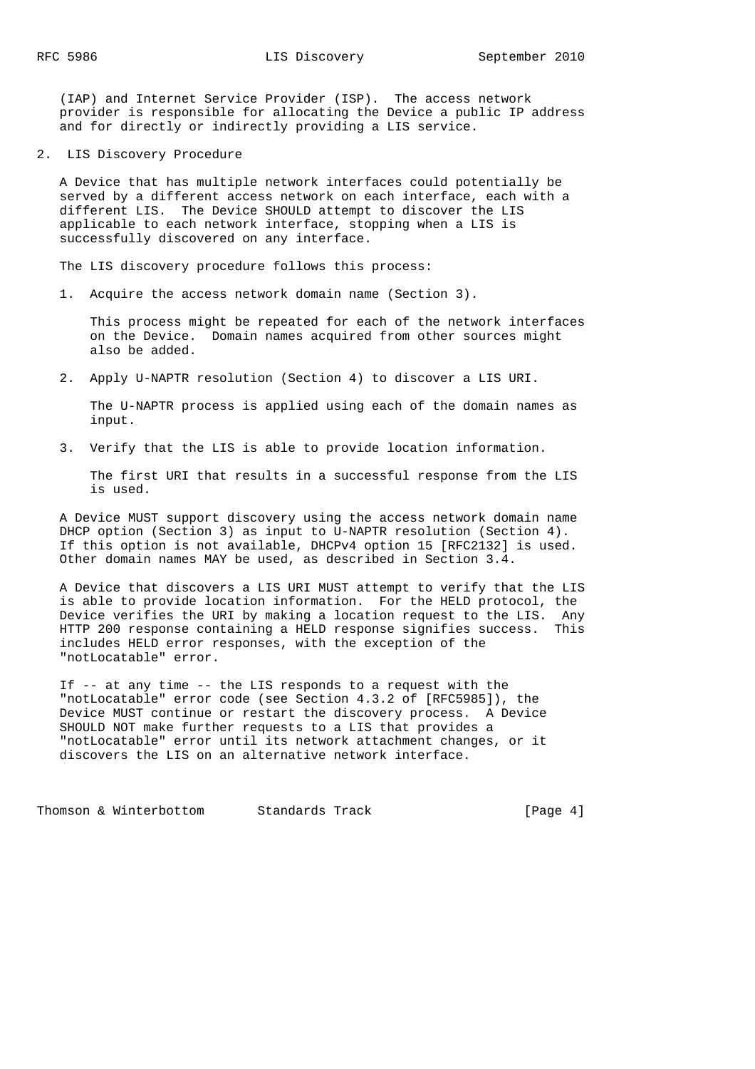(IAP) and Internet Service Provider (ISP). The access network provider is responsible for allocating the Device a public IP address and for directly or indirectly providing a LIS service.

## 2. LIS Discovery Procedure

A Device that has multiple network interfaces could potentially be served by a different access network on each interface, each with a different LIS. The Device SHOULD attempt to discover the LIS applicable to each network interface, stopping when a LIS is successfully discovered on any interface.

The LIS discovery procedure follows this process:

1. Acquire the access network domain name (Section 3).

   This process might be repeated for each of the network interfaces on the Device. Domain names acquired from other sources might also be added.

2. Apply U-NAPTR resolution (Section 4) to discover a LIS URI.

   The U-NAPTR process is applied using each of the domain names as input.

3. Verify that the LIS is able to provide location information.

   The first URI that results in a successful response from the LIS is used.

A Device MUST support discovery using the access network domain name DHCP option (Section 3) as input to U-NAPTR resolution (Section 4). If this option is not available, DHCPv4 option 15 [RFC2132] is used. Other domain names MAY be used, as described in Section 3.4.

A Device that discovers a LIS URI MUST attempt to verify that the LIS is able to provide location information. For the HELD protocol, the Device verifies the URI by making a location request to the LIS. Any HTTP 200 response containing a HELD response signifies success. This includes HELD error responses, with the exception of the "notLocatable" error.

If -- at any time -- the LIS responds to a request with the "notLocatable" error code (see Section 4.3.2 of [RFC5985]), the Device MUST continue or restart the discovery process. A Device SHOULD NOT make further requests to a LIS that provides a "notLocatable" error until its network attachment changes, or it discovers the LIS on an alternative network interface.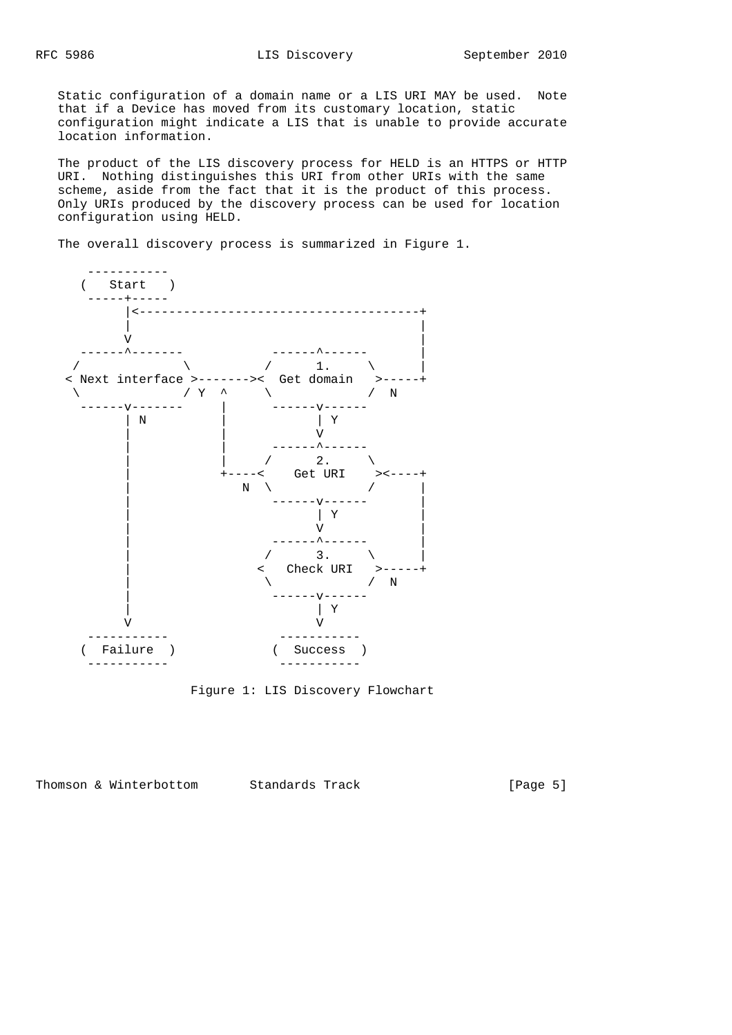Static configuration of a domain name or a LIS URI MAY be used. Note that if a Device has moved from its customary location, static configuration might indicate a LIS that is unable to provide accurate location information.

The product of the LIS discovery process for HELD is an HTTPS or HTTP URI. Nothing distinguishes this URI from other URIs with the same scheme, aside from the fact that it is the product of this process. Only URIs produced by the discovery process can be used for location configuration using HELD.

The overall discovery process is summarized in Figure 1.

```
      -----------
     (   Start   )
      -----+-----
           |<-------------------------------------+
           |                                      |
           V                                      |
      ------^-------           ------^------      |
     /              \         /      1.     \     |
    < Next interface >------->< Get domain   >-----+
     \              / Y  ^     \            /  N
      ------v-------     |      ------v------
           | N           |            | Y
           |             |            V
           |             |      ------^------
           |             |     /      2.     \
           |             +----<    Get URI    ><----+
           |                N  \            /      |
           |                    ------v------      |
           |                          | Y          |
           |                          V            |
           |                    ------^------      |
           |                   /      3.     \     |
           |                  <   Check URI   >-----+
           |                   \            /  N
           |                    ------v------
           |                          | Y
           V                          V
      -----------                -----------
     (  Failure  )              (  Success  )
      -----------                -----------
```

Figure 1: LIS Discovery Flowchart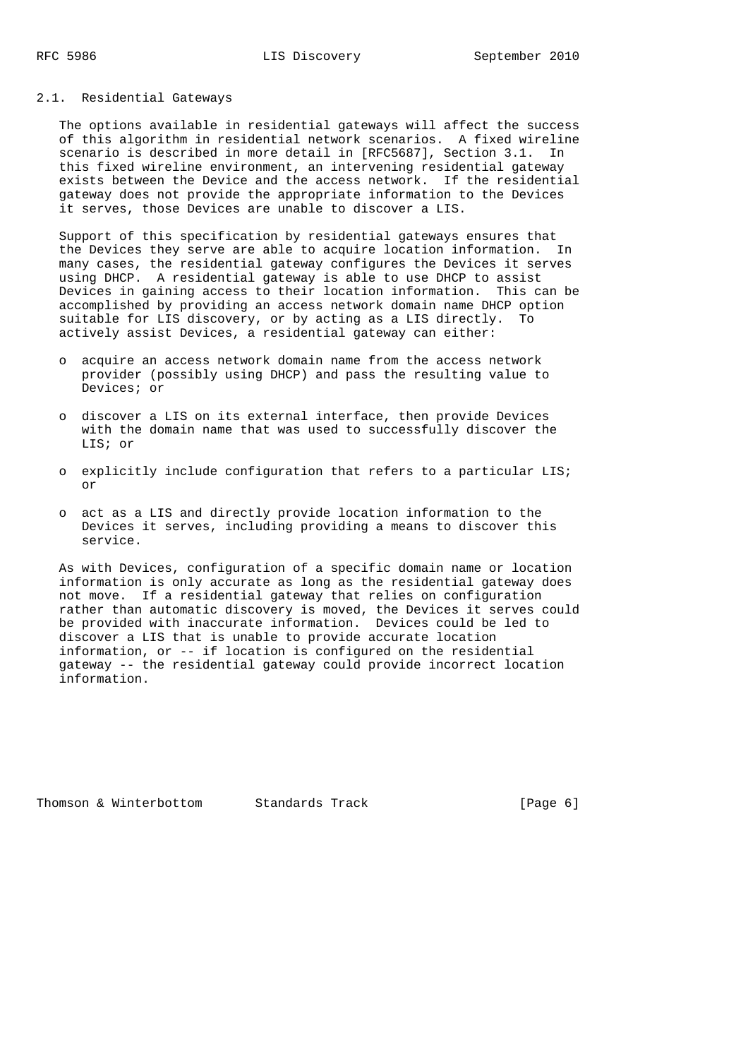### 2.1. Residential Gateways

The options available in residential gateways will affect the success of this algorithm in residential network scenarios. A fixed wireline scenario is described in more detail in [RFC5687], Section 3.1. In this fixed wireline environment, an intervening residential gateway exists between the Device and the access network. If the residential gateway does not provide the appropriate information to the Devices it serves, those Devices are unable to discover a LIS.

Support of this specification by residential gateways ensures that the Devices they serve are able to acquire location information. In many cases, the residential gateway configures the Devices it serves using DHCP. A residential gateway is able to use DHCP to assist Devices in gaining access to their location information. This can be accomplished by providing an access network domain name DHCP option suitable for LIS discovery, or by acting as a LIS directly. To actively assist Devices, a residential gateway can either:

- acquire an access network domain name from the access network provider (possibly using DHCP) and pass the resulting value to Devices; or
- discover a LIS on its external interface, then provide Devices with the domain name that was used to successfully discover the LIS; or
- explicitly include configuration that refers to a particular LIS; or
- act as a LIS and directly provide location information to the Devices it serves, including providing a means to discover this service.

As with Devices, configuration of a specific domain name or location information is only accurate as long as the residential gateway does not move. If a residential gateway that relies on configuration rather than automatic discovery is moved, the Devices it serves could be provided with inaccurate information. Devices could be led to discover a LIS that is unable to provide accurate location information, or -- if location is configured on the residential gateway -- the residential gateway could provide incorrect location information.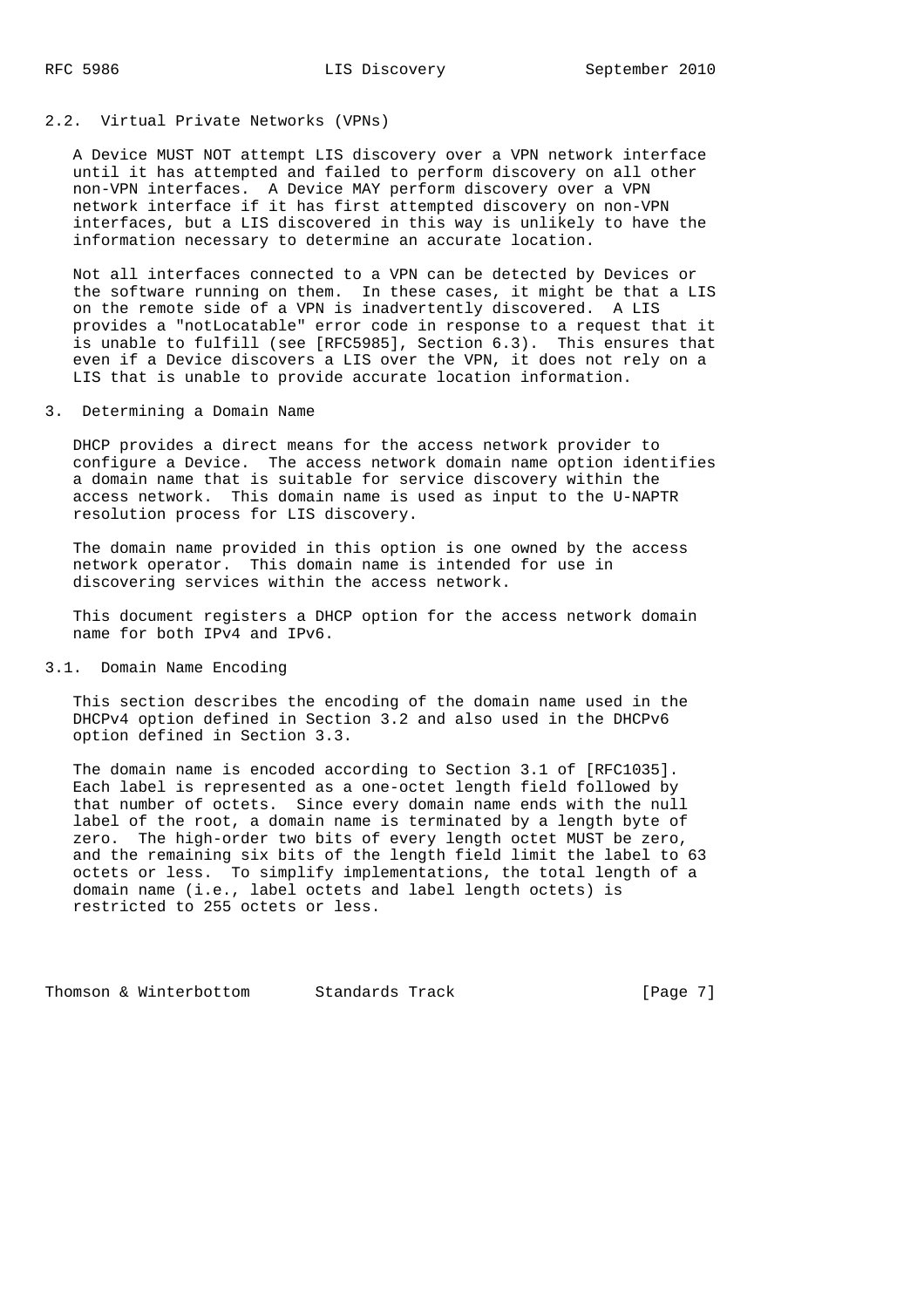### 2.2. Virtual Private Networks (VPNs)

A Device MUST NOT attempt LIS discovery over a VPN network interface until it has attempted and failed to perform discovery on all other non-VPN interfaces. A Device MAY perform discovery over a VPN network interface if it has first attempted discovery on non-VPN interfaces, but a LIS discovered in this way is unlikely to have the information necessary to determine an accurate location.

Not all interfaces connected to a VPN can be detected by Devices or the software running on them. In these cases, it might be that a LIS on the remote side of a VPN is inadvertently discovered. A LIS provides a "notLocatable" error code in response to a request that it is unable to fulfill (see [RFC5985], Section 6.3). This ensures that even if a Device discovers a LIS over the VPN, it does not rely on a LIS that is unable to provide accurate location information.

## 3. Determining a Domain Name

DHCP provides a direct means for the access network provider to configure a Device. The access network domain name option identifies a domain name that is suitable for service discovery within the access network. This domain name is used as input to the U-NAPTR resolution process for LIS discovery.

The domain name provided in this option is one owned by the access network operator. This domain name is intended for use in discovering services within the access network.

This document registers a DHCP option for the access network domain name for both IPv4 and IPv6.

### 3.1. Domain Name Encoding

This section describes the encoding of the domain name used in the DHCPv4 option defined in Section 3.2 and also used in the DHCPv6 option defined in Section 3.3.

The domain name is encoded according to Section 3.1 of [RFC1035]. Each label is represented as a one-octet length field followed by that number of octets. Since every domain name ends with the null label of the root, a domain name is terminated by a length byte of zero. The high-order two bits of every length octet MUST be zero, and the remaining six bits of the length field limit the label to 63 octets or less. To simplify implementations, the total length of a domain name (i.e., label octets and label length octets) is restricted to 255 octets or less.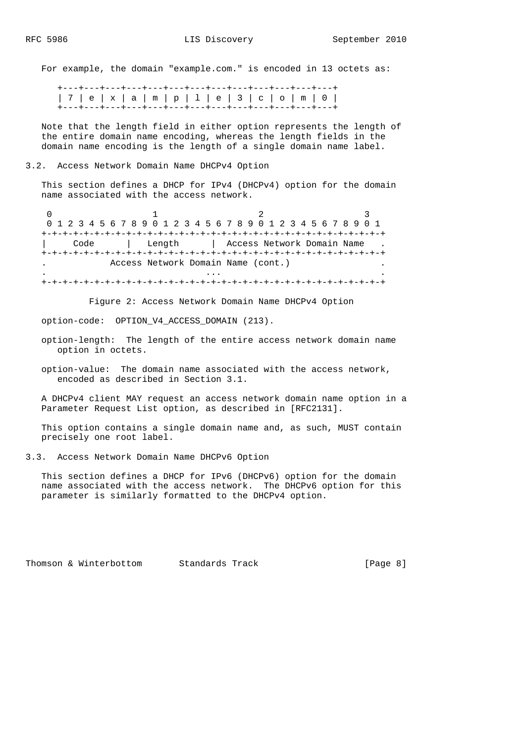For example, the domain "example.com." is encoded in 13 octets as:

```
+---+---+---+---+---+---+---+---+---+---+---+---+---+
| 7 | e | x | a | m | p | l | e | 3 | c | o | m | 0 |
+---+---+---+---+---+---+---+---+---+---+---+---+---+
```

Note that the length field in either option represents the length of the entire domain name encoding, whereas the length fields in the domain name encoding is the length of a single domain name label.

### 3.2. Access Network Domain Name DHCPv4 Option

This section defines a DHCP for IPv4 (DHCPv4) option for the domain name associated with the access network.

```
 0                   1                   2                   3
 0 1 2 3 4 5 6 7 8 9 0 1 2 3 4 5 6 7 8 9 0 1 2 3 4 5 6 7 8 9 0 1
+-+-+-+-+-+-+-+-+-+-+-+-+-+-+-+-+-+-+-+-+-+-+-+-+-+-+-+-+-+-+-+-+
|     Code      |   Length      |  Access Network Domain Name   .
+-+-+-+-+-+-+-+-+-+-+-+-+-+-+-+-+-+-+-+-+-+-+-+-+-+-+-+-+-+-+-+-+
.            Access Network Domain Name (cont.)                 .
.                              ...                              .
+-+-+-+-+-+-+-+-+-+-+-+-+-+-+-+-+-+-+-+-+-+-+-+-+-+-+-+-+-+-+-+-+
```

Figure 2: Access Network Domain Name DHCPv4 Option

option-code: OPTION_V4_ACCESS_DOMAIN (213).

option-length: The length of the entire access network domain name option in octets.

option-value: The domain name associated with the access network, encoded as described in Section 3.1.

A DHCPv4 client MAY request an access network domain name option in a Parameter Request List option, as described in [RFC2131].

This option contains a single domain name and, as such, MUST contain precisely one root label.

### 3.3. Access Network Domain Name DHCPv6 Option

This section defines a DHCP for IPv6 (DHCPv6) option for the domain name associated with the access network. The DHCPv6 option for this parameter is similarly formatted to the DHCPv4 option.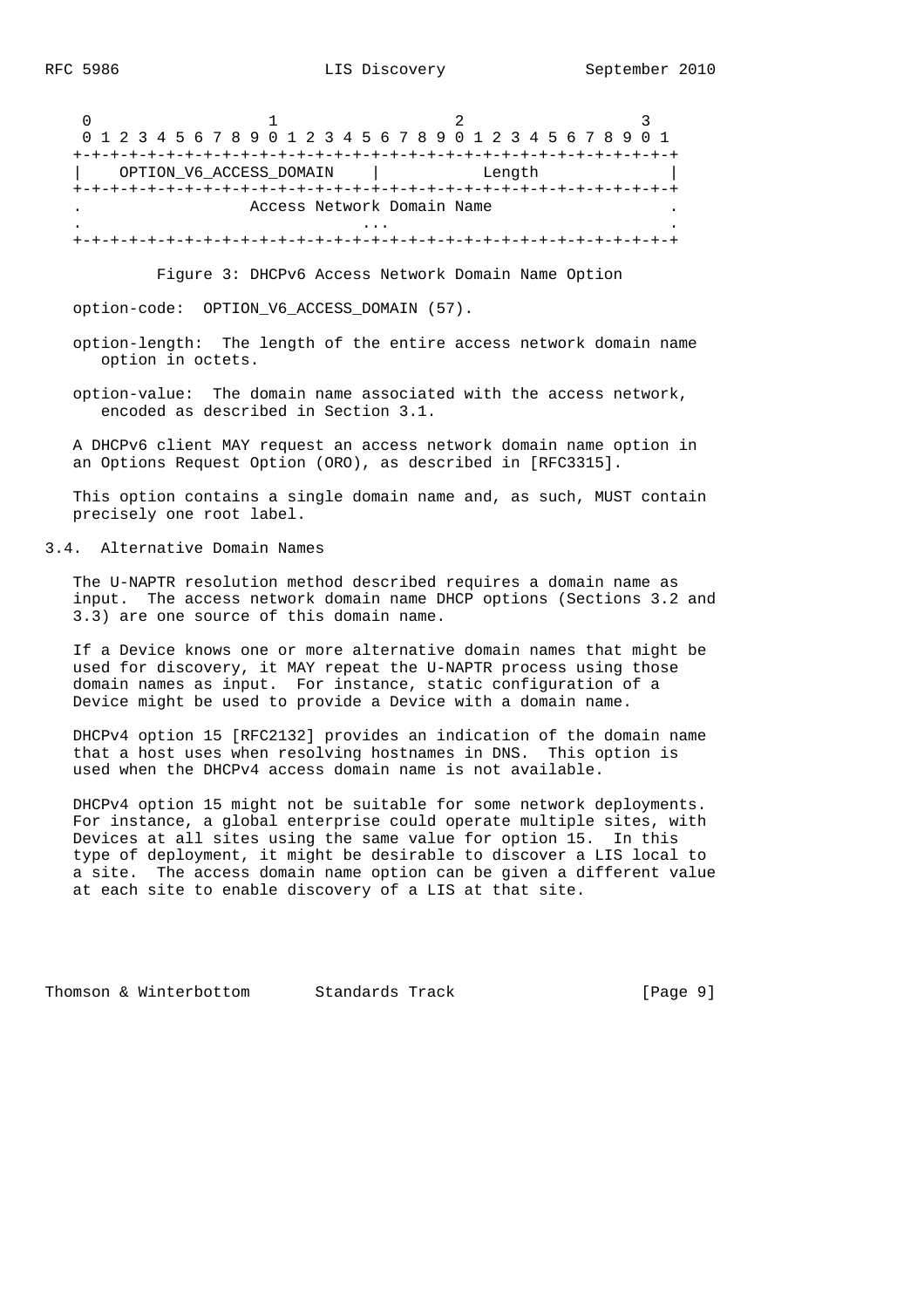```
    0                   1                   2                   3
    0 1 2 3 4 5 6 7 8 9 0 1 2 3 4 5 6 7 8 9 0 1 2 3 4 5 6 7 8 9 0 1
   +-+-+-+-+-+-+-+-+-+-+-+-+-+-+-+-+-+-+-+-+-+-+-+-+-+-+-+-+-+-+-+-+
   |    OPTION_V6_ACCESS_DOMAIN    |             Length            |
   +-+-+-+-+-+-+-+-+-+-+-+-+-+-+-+-+-+-+-+-+-+-+-+-+-+-+-+-+-+-+-+-+
   .                  Access Network Domain Name                   .
   .                              ...                              .
   +-+-+-+-+-+-+-+-+-+-+-+-+-+-+-+-+-+-+-+-+-+-+-+-+-+-+-+-+-+-+-+-+
```

Figure 3: DHCPv6 Access Network Domain Name Option

option-code: OPTION_V6_ACCESS_DOMAIN (57).

option-length: The length of the entire access network domain name option in octets.

option-value: The domain name associated with the access network, encoded as described in Section 3.1.

A DHCPv6 client MAY request an access network domain name option in an Options Request Option (ORO), as described in [RFC3315].

This option contains a single domain name and, as such, MUST contain precisely one root label.

## 3.4. Alternative Domain Names

The U-NAPTR resolution method described requires a domain name as input. The access network domain name DHCP options (Sections 3.2 and 3.3) are one source of this domain name.

If a Device knows one or more alternative domain names that might be used for discovery, it MAY repeat the U-NAPTR process using those domain names as input. For instance, static configuration of a Device might be used to provide a Device with a domain name.

DHCPv4 option 15 [RFC2132] provides an indication of the domain name that a host uses when resolving hostnames in DNS. This option is used when the DHCPv4 access domain name is not available.

DHCPv4 option 15 might not be suitable for some network deployments. For instance, a global enterprise could operate multiple sites, with Devices at all sites using the same value for option 15. In this type of deployment, it might be desirable to discover a LIS local to a site. The access domain name option can be given a different value at each site to enable discovery of a LIS at that site.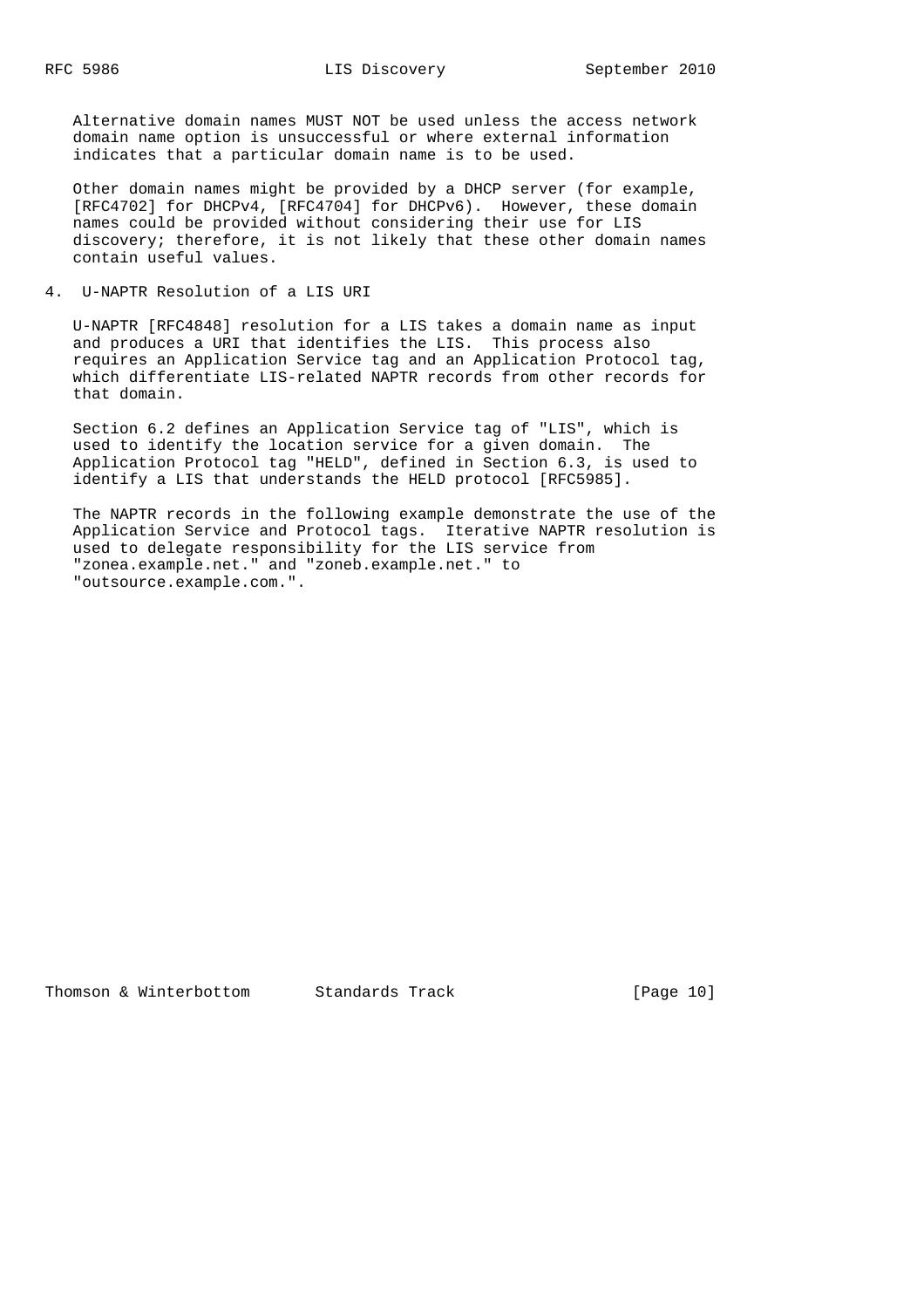Alternative domain names MUST NOT be used unless the access network domain name option is unsuccessful or where external information indicates that a particular domain name is to be used.

Other domain names might be provided by a DHCP server (for example, [RFC4702] for DHCPv4, [RFC4704] for DHCPv6). However, these domain names could be provided without considering their use for LIS discovery; therefore, it is not likely that these other domain names contain useful values.

## 4. U-NAPTR Resolution of a LIS URI

U-NAPTR [RFC4848] resolution for a LIS takes a domain name as input and produces a URI that identifies the LIS. This process also requires an Application Service tag and an Application Protocol tag, which differentiate LIS-related NAPTR records from other records for that domain.

Section 6.2 defines an Application Service tag of "LIS", which is used to identify the location service for a given domain. The Application Protocol tag "HELD", defined in Section 6.3, is used to identify a LIS that understands the HELD protocol [RFC5985].

The NAPTR records in the following example demonstrate the use of the Application Service and Protocol tags. Iterative NAPTR resolution is used to delegate responsibility for the LIS service from "zonea.example.net." and "zoneb.example.net." to "outsource.example.com.".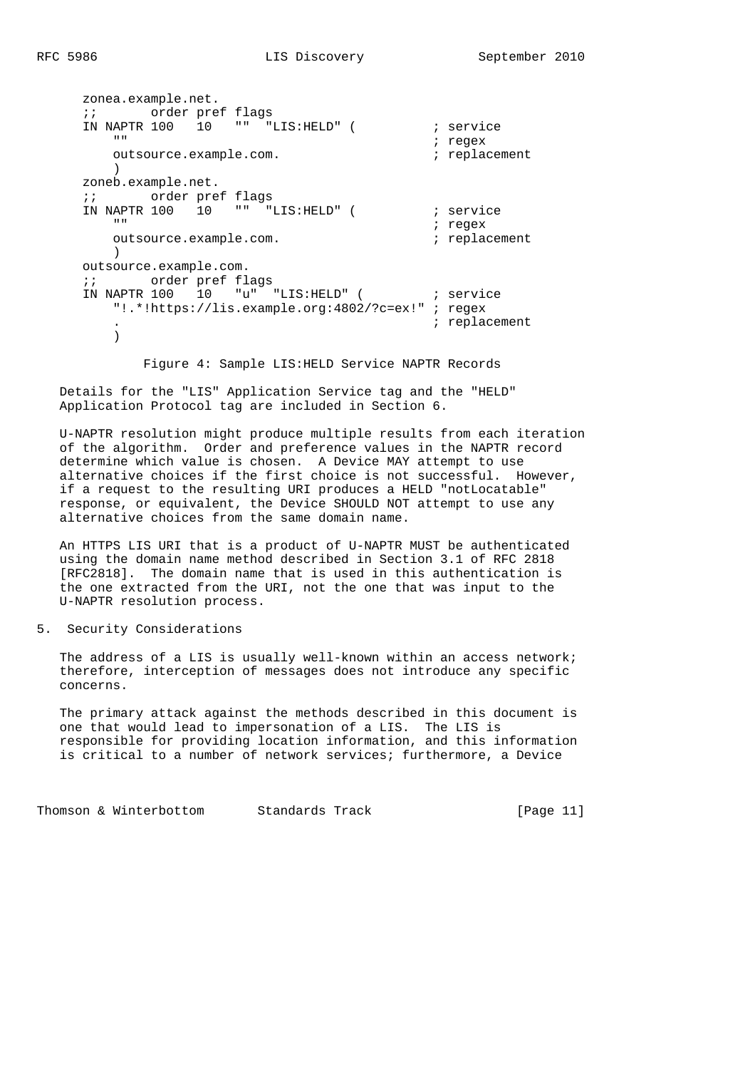```
   zonea.example.net.
   ;;       order pref flags
   IN NAPTR 100   10   ""  "LIS:HELD" (          ; service
       ""                                        ; regex
       outsource.example.com.                    ; replacement
       )
   zoneb.example.net.
   ;;       order pref flags
   IN NAPTR 100   10   ""  "LIS:HELD" (          ; service
       ""                                        ; regex
       outsource.example.com.                    ; replacement
       )
   outsource.example.com.
   ;;       order pref flags
   IN NAPTR 100   10   "u"  "LIS:HELD" (         ; service
       "!.*!https://lis.example.org:4802/?c=ex!" ; regex
       .                                         ; replacement
       )
```

Figure 4: Sample LIS:HELD Service NAPTR Records

Details for the "LIS" Application Service tag and the "HELD" Application Protocol tag are included in Section 6.

U-NAPTR resolution might produce multiple results from each iteration of the algorithm. Order and preference values in the NAPTR record determine which value is chosen. A Device MAY attempt to use alternative choices if the first choice is not successful. However, if a request to the resulting URI produces a HELD "notLocatable" response, or equivalent, the Device SHOULD NOT attempt to use any alternative choices from the same domain name.

An HTTPS LIS URI that is a product of U-NAPTR MUST be authenticated using the domain name method described in Section 3.1 of RFC 2818 [RFC2818]. The domain name that is used in this authentication is the one extracted from the URI, not the one that was input to the U-NAPTR resolution process.

## 5. Security Considerations

The address of a LIS is usually well-known within an access network; therefore, interception of messages does not introduce any specific concerns.

The primary attack against the methods described in this document is one that would lead to impersonation of a LIS. The LIS is responsible for providing location information, and this information is critical to a number of network services; furthermore, a Device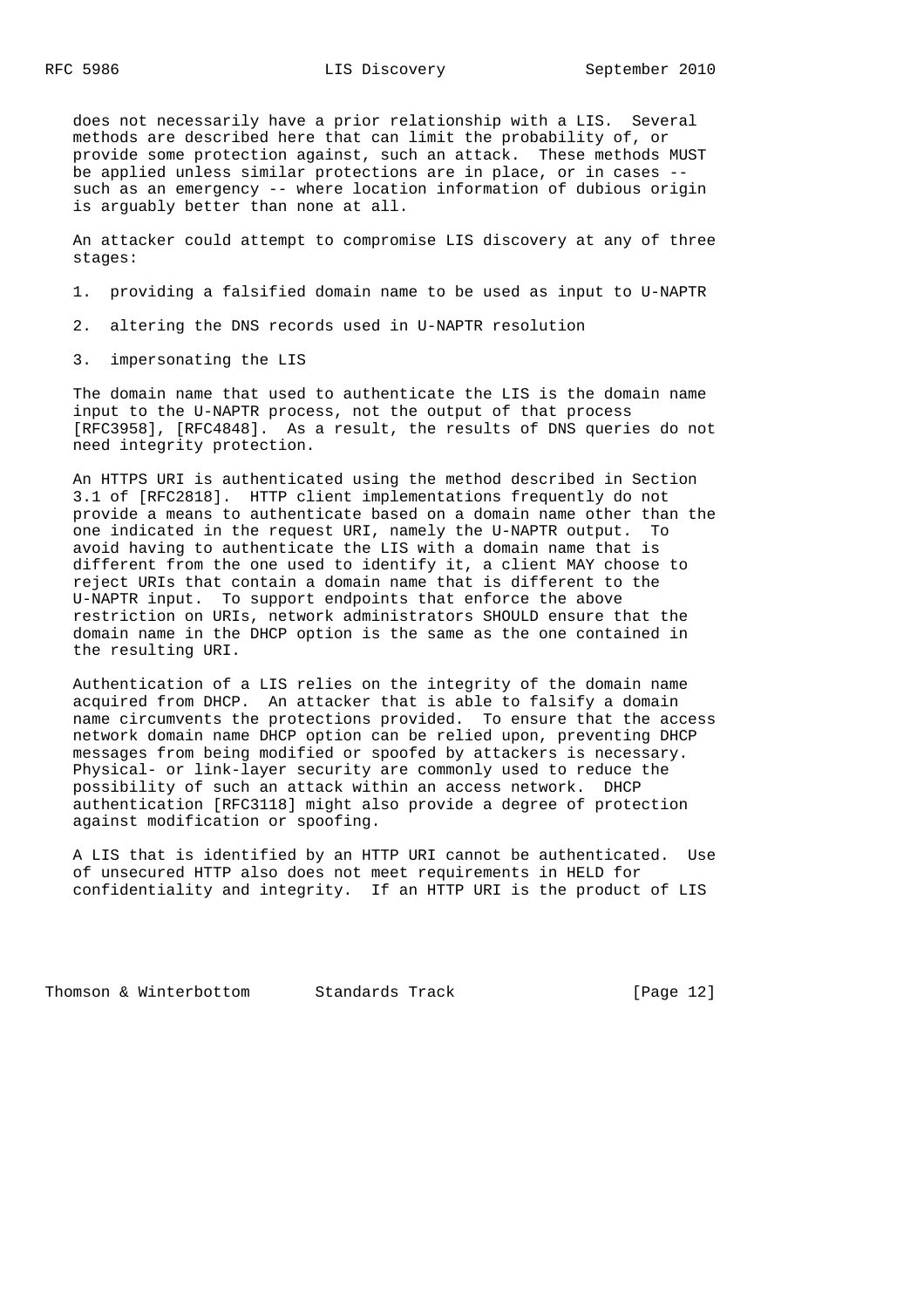does not necessarily have a prior relationship with a LIS. Several methods are described here that can limit the probability of, or provide some protection against, such an attack. These methods MUST be applied unless similar protections are in place, or in cases -- such as an emergency -- where location information of dubious origin is arguably better than none at all.

An attacker could attempt to compromise LIS discovery at any of three stages:

1. providing a falsified domain name to be used as input to U-NAPTR
2. altering the DNS records used in U-NAPTR resolution
3. impersonating the LIS

The domain name that used to authenticate the LIS is the domain name input to the U-NAPTR process, not the output of that process [RFC3958], [RFC4848]. As a result, the results of DNS queries do not need integrity protection.

An HTTPS URI is authenticated using the method described in Section 3.1 of [RFC2818]. HTTP client implementations frequently do not provide a means to authenticate based on a domain name other than the one indicated in the request URI, namely the U-NAPTR output. To avoid having to authenticate the LIS with a domain name that is different from the one used to identify it, a client MAY choose to reject URIs that contain a domain name that is different to the U-NAPTR input. To support endpoints that enforce the above restriction on URIs, network administrators SHOULD ensure that the domain name in the DHCP option is the same as the one contained in the resulting URI.

Authentication of a LIS relies on the integrity of the domain name acquired from DHCP. An attacker that is able to falsify a domain name circumvents the protections provided. To ensure that the access network domain name DHCP option can be relied upon, preventing DHCP messages from being modified or spoofed by attackers is necessary. Physical- or link-layer security are commonly used to reduce the possibility of such an attack within an access network. DHCP authentication [RFC3118] might also provide a degree of protection against modification or spoofing.

A LIS that is identified by an HTTP URI cannot be authenticated. Use of unsecured HTTP also does not meet requirements in HELD for confidentiality and integrity. If an HTTP URI is the product of LIS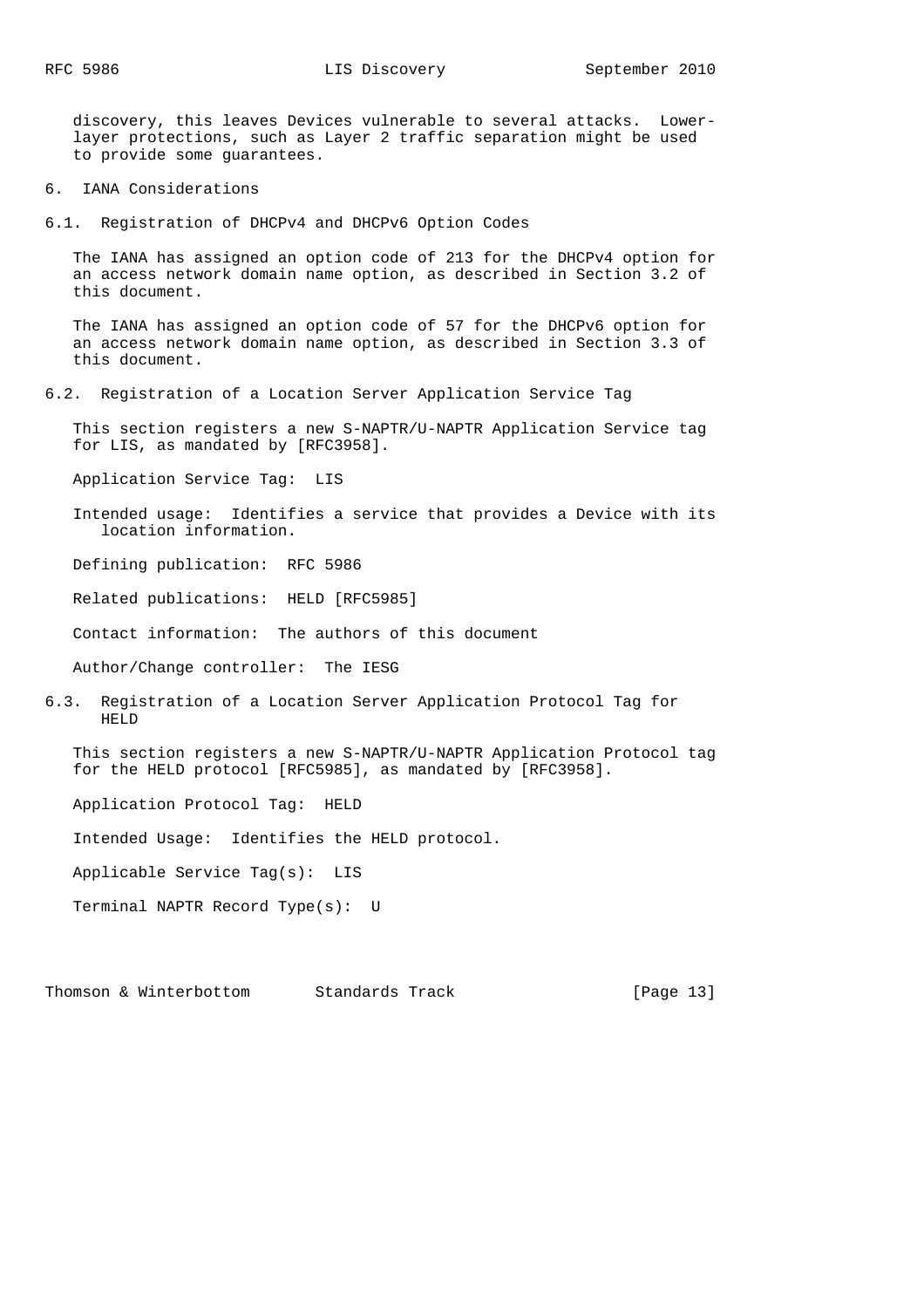discovery, this leaves Devices vulnerable to several attacks. Lower-layer protections, such as Layer 2 traffic separation might be used to provide some guarantees.

# 6. IANA Considerations

## 6.1. Registration of DHCPv4 and DHCPv6 Option Codes

The IANA has assigned an option code of 213 for the DHCPv4 option for an access network domain name option, as described in Section 3.2 of this document.

The IANA has assigned an option code of 57 for the DHCPv6 option for an access network domain name option, as described in Section 3.3 of this document.

## 6.2. Registration of a Location Server Application Service Tag

This section registers a new S-NAPTR/U-NAPTR Application Service tag for LIS, as mandated by [RFC3958].

Application Service Tag: LIS

Intended usage: Identifies a service that provides a Device with its location information.

Defining publication: RFC 5986

Related publications: HELD [RFC5985]

Contact information: The authors of this document

Author/Change controller: The IESG

## 6.3. Registration of a Location Server Application Protocol Tag for HELD

This section registers a new S-NAPTR/U-NAPTR Application Protocol tag for the HELD protocol [RFC5985], as mandated by [RFC3958].

Application Protocol Tag: HELD

Intended Usage: Identifies the HELD protocol.

Applicable Service Tag(s): LIS

Terminal NAPTR Record Type(s): U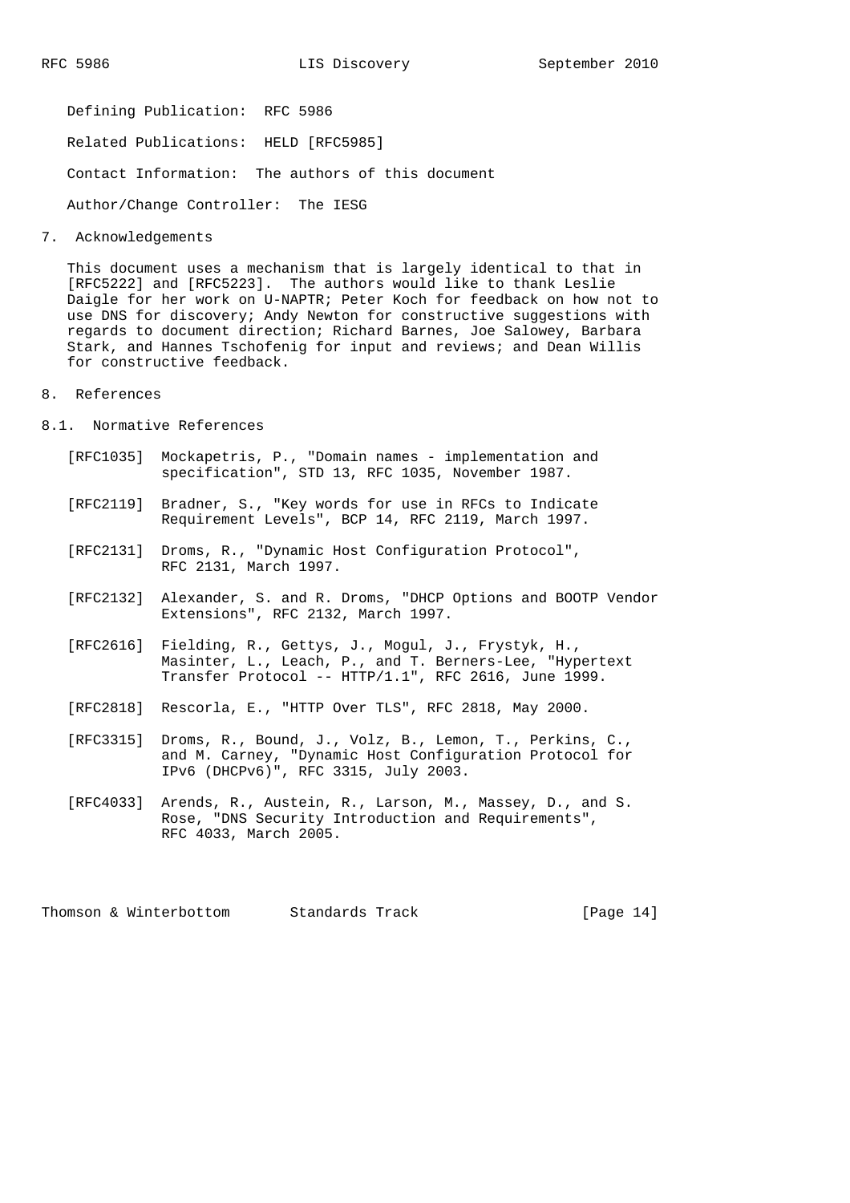Defining Publication: RFC 5986

Related Publications: HELD [RFC5985]

Contact Information: The authors of this document

Author/Change Controller: The IESG

## 7. Acknowledgements

This document uses a mechanism that is largely identical to that in [RFC5222] and [RFC5223]. The authors would like to thank Leslie Daigle for her work on U-NAPTR; Peter Koch for feedback on how not to use DNS for discovery; Andy Newton for constructive suggestions with regards to document direction; Richard Barnes, Joe Salowey, Barbara Stark, and Hannes Tschofenig for input and reviews; and Dean Willis for constructive feedback.

## 8. References

### 8.1. Normative References

[RFC1035] Mockapetris, P., "Domain names - implementation and specification", STD 13, RFC 1035, November 1987.

[RFC2119] Bradner, S., "Key words for use in RFCs to Indicate Requirement Levels", BCP 14, RFC 2119, March 1997.

[RFC2131] Droms, R., "Dynamic Host Configuration Protocol", RFC 2131, March 1997.

[RFC2132] Alexander, S. and R. Droms, "DHCP Options and BOOTP Vendor Extensions", RFC 2132, March 1997.

[RFC2616] Fielding, R., Gettys, J., Mogul, J., Frystyk, H., Masinter, L., Leach, P., and T. Berners-Lee, "Hypertext Transfer Protocol -- HTTP/1.1", RFC 2616, June 1999.

[RFC2818] Rescorla, E., "HTTP Over TLS", RFC 2818, May 2000.

[RFC3315] Droms, R., Bound, J., Volz, B., Lemon, T., Perkins, C., and M. Carney, "Dynamic Host Configuration Protocol for IPv6 (DHCPv6)", RFC 3315, July 2003.

[RFC4033] Arends, R., Austein, R., Larson, M., Massey, D., and S. Rose, "DNS Security Introduction and Requirements", RFC 4033, March 2005.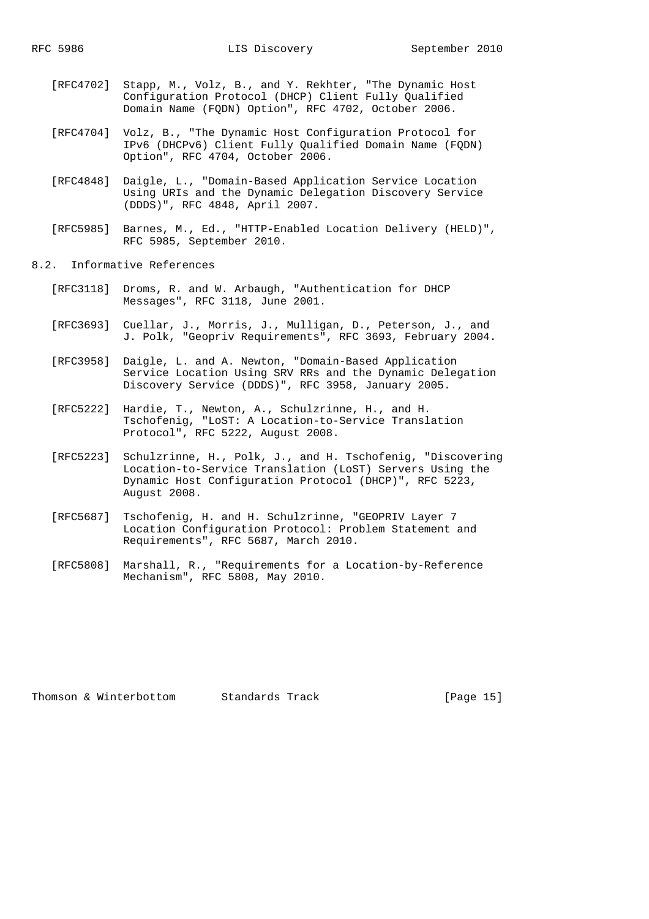[RFC4702] Stapp, M., Volz, B., and Y. Rekhter, "The Dynamic Host Configuration Protocol (DHCP) Client Fully Qualified Domain Name (FQDN) Option", RFC 4702, October 2006.

[RFC4704] Volz, B., "The Dynamic Host Configuration Protocol for IPv6 (DHCPv6) Client Fully Qualified Domain Name (FQDN) Option", RFC 4704, October 2006.

[RFC4848] Daigle, L., "Domain-Based Application Service Location Using URIs and the Dynamic Delegation Discovery Service (DDDS)", RFC 4848, April 2007.

[RFC5985] Barnes, M., Ed., "HTTP-Enabled Location Delivery (HELD)", RFC 5985, September 2010.

## 8.2. Informative References

[RFC3118] Droms, R. and W. Arbaugh, "Authentication for DHCP Messages", RFC 3118, June 2001.

[RFC3693] Cuellar, J., Morris, J., Mulligan, D., Peterson, J., and J. Polk, "Geopriv Requirements", RFC 3693, February 2004.

[RFC3958] Daigle, L. and A. Newton, "Domain-Based Application Service Location Using SRV RRs and the Dynamic Delegation Discovery Service (DDDS)", RFC 3958, January 2005.

[RFC5222] Hardie, T., Newton, A., Schulzrinne, H., and H. Tschofenig, "LoST: A Location-to-Service Translation Protocol", RFC 5222, August 2008.

[RFC5223] Schulzrinne, H., Polk, J., and H. Tschofenig, "Discovering Location-to-Service Translation (LoST) Servers Using the Dynamic Host Configuration Protocol (DHCP)", RFC 5223, August 2008.

[RFC5687] Tschofenig, H. and H. Schulzrinne, "GEOPRIV Layer 7 Location Configuration Protocol: Problem Statement and Requirements", RFC 5687, March 2010.

[RFC5808] Marshall, R., "Requirements for a Location-by-Reference Mechanism", RFC 5808, May 2010.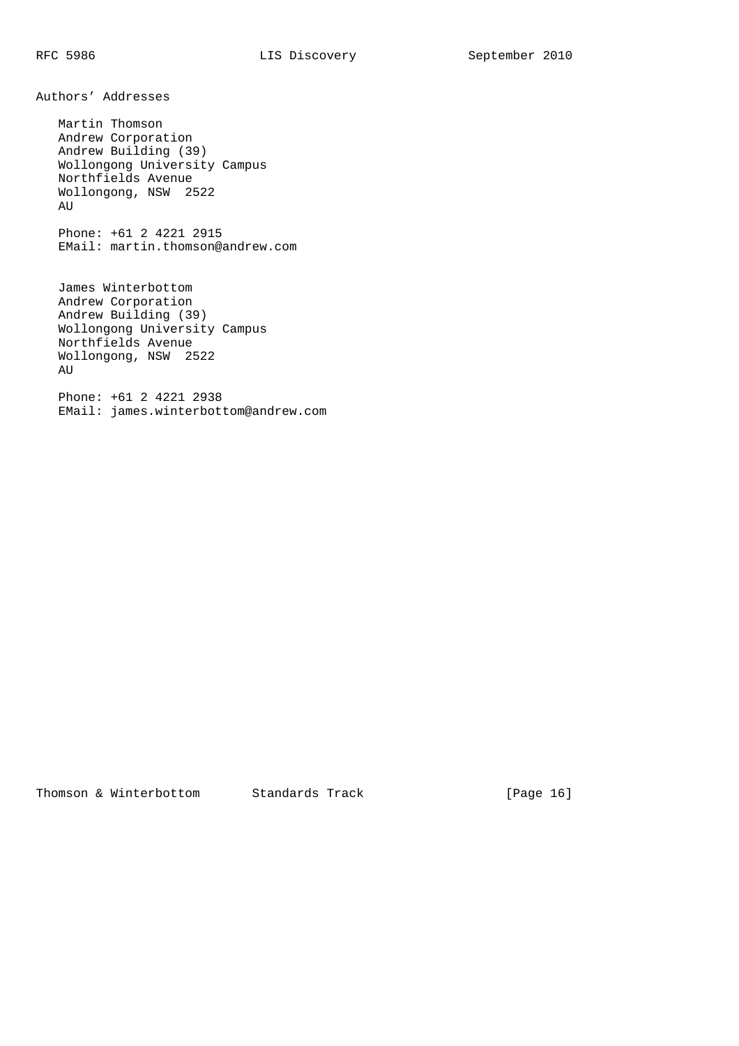# Authors' Addresses

Martin Thomson
Andrew Corporation
Andrew Building (39)
Wollongong University Campus
Northfields Avenue
Wollongong, NSW  2522
AU

Phone: +61 2 4221 2915
EMail: martin.thomson@andrew.com

James Winterbottom
Andrew Corporation
Andrew Building (39)
Wollongong University Campus
Northfields Avenue
Wollongong, NSW  2522
AU

Phone: +61 2 4221 2938
EMail: james.winterbottom@andrew.com